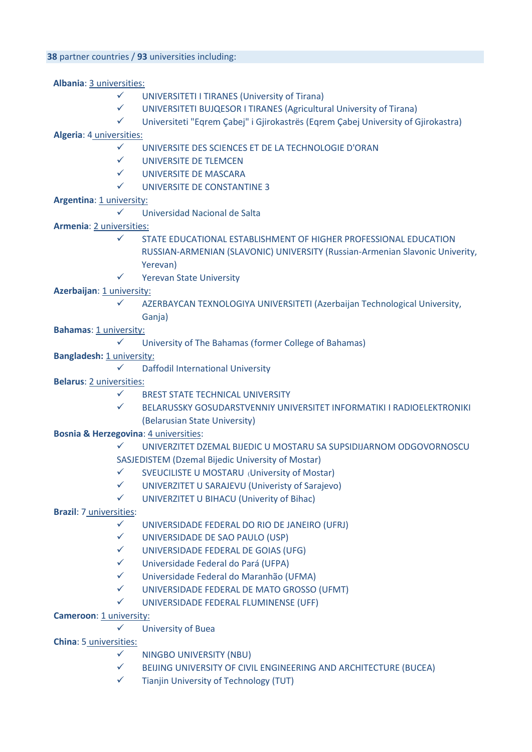**38** partner countries / **93** universities including:

**Albania**: 3 universities:

- ✓ UNIVERSITETI I TIRANES (University of Tirana)
- ✓ UNIVERSITETI BUJQESOR I TIRANES (Agricultural University of Tirana)
- ✓ Universiteti "Eqrem Çabej" i Gjirokastrës (Eqrem Çabej University of Gjirokastra)

**Algeria**: 4 universities:

- ✓ UNIVERSITE DES SCIENCES ET DE LA TECHNOLOGIE D'ORAN
- ✓ UNIVERSITE DE TLEMCEN
- ✓ UNIVERSITE DE MASCARA
- ✓ UNIVERSITE DE CONSTANTINE 3

**Argentina**: 1 university:

- ✓ Universidad Nacional de Salta

**Armenia**: 2 universities:

- ✓ STATE EDUCATIONAL ESTABLISHMENT OF HIGHER PROFESSIONAL EDUCATION RUSSIAN-ARMENIAN (SLAVONIC) UNIVERSITY (Russian-Armenian Slavonic Univerity, Yerevan)
- ✓ Yerevan State University

**Azerbaijan**: 1 university:

- ✓ AZERBAYCAN TEXNOLOGIYA UNIVERSITETI (Azerbaijan Technological University, Ganja)

**Bahamas**: 1 university:

- ✓ University of The Bahamas (former College of Bahamas)

**Bangladesh:** 1 university:

- ✓ Daffodil International University

**Belarus**: 2 universities:

- ✓ BREST STATE TECHNICAL UNIVERSITY
- ✓ BELARUSSKY GOSUDARSTVENNIY UNIVERSITET INFORMATIKI I RADIOELEKTRONIKI (Belarusian State University)

**Bosnia & Herzegovina**: 4 universities:

- ✓ UNIVERZITET DZEMAL BIJEDIC U MOSTARU SA SUPSIDIJARNOM ODGOVORNOSCU SASJEDISTEM (Dzemal Bijedic University of Mostar)
- ✓ SVEUCILISTE U MOSTARU (University of Mostar)
- ✓ UNIVERZITET U SARAJEVU (Univeristy of Sarajevo)
- ✓ UNIVERZITET U BIHACU (Univerity of Bihac)

**Brazil**: 7 universities:

- ✓ UNIVERSIDADE FEDERAL DO RIO DE JANEIRO (UFRJ)
- ✓ UNIVERSIDADE DE SAO PAULO (USP)
- ✓ UNIVERSIDADE FEDERAL DE GOIAS (UFG)
- ✓ Universidade Federal do Pará (UFPA)
- ✓ Universidade Federal do Maranhão (UFMA)
- ✓ UNIVERSIDADE FEDERAL DE MATO GROSSO (UFMT)
- ✓ UNIVERSIDADE FEDERAL FLUMINENSE (UFF)

**Cameroon**: 1 university:

- ✓ University of Buea

**China**: 5 universities:

- ✓ NINGBO UNIVERSITY (NBU)
- ✓ BEIJING UNIVERSITY OF CIVIL ENGINEERING AND ARCHITECTURE (BUCEA)
- ✓ Tianjin University of Technology (TUT)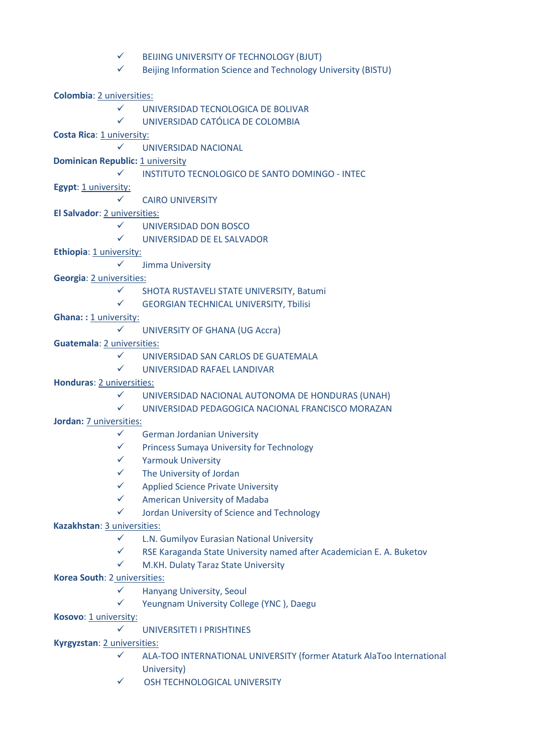- ✓ BEIJING UNIVERSITY OF TECHNOLOGY (BJUT)
- ✓ Beijing Information Science and Technology University (BISTU)

**Colombia**: 2 universities:

- ✓ UNIVERSIDAD TECNOLOGICA DE BOLIVAR
- ✓ UNIVERSIDAD CATÓLICA DE COLOMBIA

**Costa Rica**: 1 university:

- ✓ UNIVERSIDAD NACIONAL

**Dominican Republic:** 1 university

- ✓ INSTITUTO TECNOLOGICO DE SANTO DOMINGO - INTEC

**Egypt**: 1 university:

- ✓ CAIRO UNIVERSITY

**El Salvador**: 2 universities:

- ✓ UNIVERSIDAD DON BOSCO
- ✓ UNIVERSIDAD DE EL SALVADOR

**Ethiopia**: 1 university:

- ✓ Jimma University

**Georgia**: 2 universities:

- ✓ SHOTA RUSTAVELI STATE UNIVERSITY, Batumi
- ✓ GEORGIAN TECHNICAL UNIVERSITY, Tbilisi

**Ghana: :** 1 university:

- ✓ UNIVERSITY OF GHANA (UG Accra)

**Guatemala**: 2 universities:

- ✓ UNIVERSIDAD SAN CARLOS DE GUATEMALA
- ✓ UNIVERSIDAD RAFAEL LANDIVAR

**Honduras**: 2 universities:

- ✓ UNIVERSIDAD NACIONAL AUTONOMA DE HONDURAS (UNAH)
- ✓ UNIVERSIDAD PEDAGOGICA NACIONAL FRANCISCO MORAZAN

**Jordan:** 7 universities:

- ✓ German Jordanian University
- ✓ Princess Sumaya University for Technology
- ✓ Yarmouk University
- ✓ The University of Jordan
- ✓ Applied Science Private University
- ✓ American University of Madaba
- ✓ Jordan University of Science and Technology

**Kazakhstan**: 3 universities:

- ✓ L.N. Gumilyov Eurasian National University
- ✓ RSE Karaganda State University named after Academician E. A. Buketov
- ✓ M.KH. Dulaty Taraz State University

**Korea South**: 2 universities:

- ✓ Hanyang University, Seoul
- ✓ Yeungnam University College (YNC ), Daegu

**Kosovo**: 1 university:

- ✓ UNIVERSITETI I PRISHTINES

**Kyrgyzstan**: 2 universities:

- ✓ ALA-TOO INTERNATIONAL UNIVERSITY (former Ataturk AlaToo International University)
- ✓ OSH TECHNOLOGICAL UNIVERSITY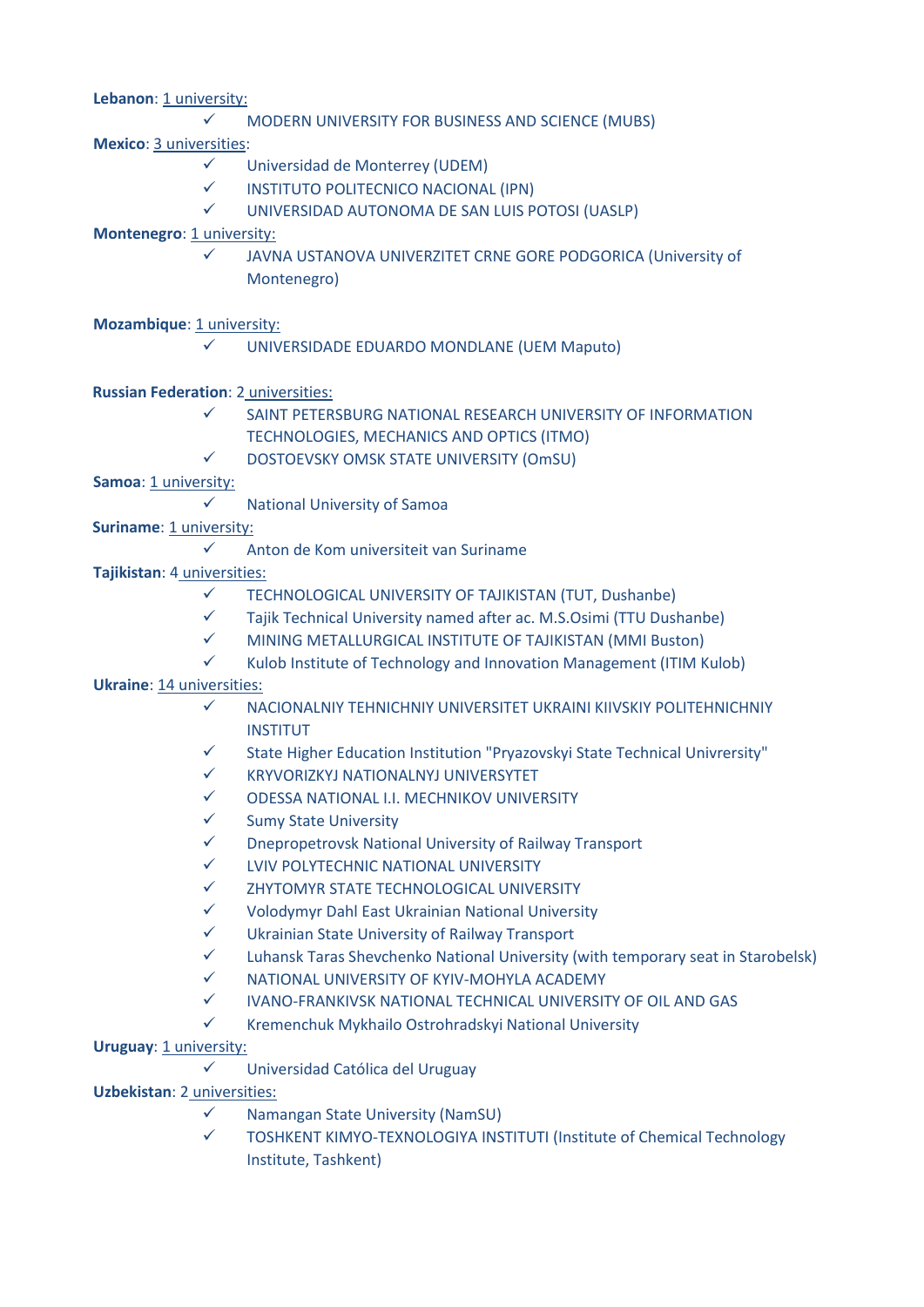**Lebanon**: 1 university:

- ✓ MODERN UNIVERSITY FOR BUSINESS AND SCIENCE (MUBS)

**Mexico**: 3 universities:

- ✓ Universidad de Monterrey (UDEM)
- ✓ INSTITUTO POLITECNICO NACIONAL (IPN)
- ✓ UNIVERSIDAD AUTONOMA DE SAN LUIS POTOSI (UASLP)

**Montenegro**: 1 university:

- ✓ JAVNA USTANOVA UNIVERZITET CRNE GORE PODGORICA (University of Montenegro)

**Mozambique**: 1 university:

- ✓ UNIVERSIDADE EDUARDO MONDLANE (UEM Maputo)

**Russian Federation**: 2 universities:

- ✓ SAINT PETERSBURG NATIONAL RESEARCH UNIVERSITY OF INFORMATION TECHNOLOGIES, MECHANICS AND OPTICS (ITMO)
- ✓ DOSTOEVSKY OMSK STATE UNIVERSITY (OmSU)

**Samoa**: 1 university:

- ✓ National University of Samoa

**Suriname**: 1 university:

- ✓ Anton de Kom universiteit van Suriname

**Tajikistan**: 4 universities:

- ✓ TECHNOLOGICAL UNIVERSITY OF TAJIKISTAN (TUT, Dushanbe)
- ✓ Tajik Technical University named after ac. M.S.Osimi (TTU Dushanbe)
- ✓ MINING METALLURGICAL INSTITUTE OF TAJIKISTAN (MMI Buston)
- ✓ Kulob Institute of Technology and Innovation Management (ITIM Kulob)

**Ukraine**: 14 universities:

- ✓ NACIONALNIY TEHNICHNIY UNIVERSITET UKRAINI KIIVSKIY POLITEHNICHNIY INSTITUT
- ✓ State Higher Education Institution "Pryazovskyi State Technical Univrersity"
- ✓ KRYVORIZKYJ NATIONALNYJ UNIVERSYTET
- ✓ ODESSA NATIONAL I.I. MECHNIKOV UNIVERSITY
- ✓ Sumy State University
- ✓ Dnepropetrovsk National University of Railway Transport
- ✓ LVIV POLYTECHNIC NATIONAL UNIVERSITY
- ✓ ZHYTOMYR STATE TECHNOLOGICAL UNIVERSITY
- ✓ Volodymyr Dahl East Ukrainian National University
- ✓ Ukrainian State University of Railway Transport
- ✓ Luhansk Taras Shevchenko National University (with temporary seat in Starobelsk)
- ✓ NATIONAL UNIVERSITY OF KYIV-MOHYLA ACADEMY
- ✓ IVANO-FRANKIVSK NATIONAL TECHNICAL UNIVERSITY OF OIL AND GAS
- ✓ Kremenchuk Mykhailo Ostrohradskyi National University

**Uruguay**: 1 university:

- ✓ Universidad Católica del Uruguay

**Uzbekistan**: 2 universities:

- ✓ Namangan State University (NamSU)
- ✓ TOSHKENT KIMYO-TEXNOLOGIYA INSTITUTI (Institute of Chemical Technology Institute, Tashkent)